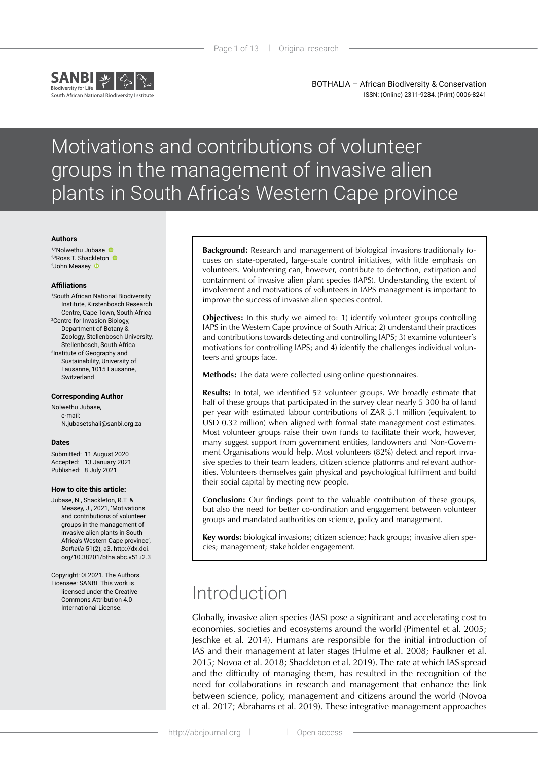# Motivations and contributions of volunteer groups in the management of invasive alien plants in South Africa's Western Cape province

**Authors**

[1,2]Nolwethu Jubase
[2,3]Ross T. Shackleton
[2]John Measey

**Affiliations**

[1]South African National Biodiversity Institute, Kirstenbosch Research Centre, Cape Town, South Africa
[2]Centre for Invasion Biology, Department of Botany & Zoology, Stellenbosch University, Stellenbosch, South Africa
[3]Institute of Geography and Sustainability, University of Lausanne, 1015 Lausanne, Switzerland

**Corresponding Author**

Nolwethu Jubase,
e-mail:
N.jubasetshali@sanbi.org.za

**Dates**

Submitted: 11 August 2020
Accepted: 13 January 2021
Published: 8 July 2021

**How to cite this article:**

Jubase, N., Shackleton, R.T. & Measey, J., 2021, 'Motivations and contributions of volunteer groups in the management of invasive alien plants in South Africa's Western Cape province', *Bothalia* 51(2), a3. http://dx.doi.org/10.38201/btha.abc.v51.i2.3

Copyright: © 2021. The Authors. Licensee: SANBI. This work is licensed under the Creative Commons Attribution 4.0 International License.

**Background:** Research and management of biological invasions traditionally focuses on state-operated, large-scale control initiatives, with little emphasis on volunteers. Volunteering can, however, contribute to detection, extirpation and containment of invasive alien plant species (IAPS). Understanding the extent of involvement and motivations of volunteers in IAPS management is important to improve the success of invasive alien species control.

**Objectives:** In this study we aimed to: 1) identify volunteer groups controlling IAPS in the Western Cape province of South Africa; 2) understand their practices and contributions towards detecting and controlling IAPS; 3) examine volunteer's motivations for controlling IAPS; and 4) identify the challenges individual volunteers and groups face.

**Methods:** The data were collected using online questionnaires.

**Results:** In total, we identified 52 volunteer groups. We broadly estimate that half of these groups that participated in the survey clear nearly 5 300 ha of land per year with estimated labour contributions of ZAR 5.1 million (equivalent to USD 0.32 million) when aligned with formal state management cost estimates. Most volunteer groups raise their own funds to facilitate their work, however, many suggest support from government entities, landowners and Non-Government Organisations would help. Most volunteers (82%) detect and report invasive species to their team leaders, citizen science platforms and relevant authorities. Volunteers themselves gain physical and psychological fulfilment and build their social capital by meeting new people.

**Conclusion:** Our findings point to the valuable contribution of these groups, but also the need for better co-ordination and engagement between volunteer groups and mandated authorities on science, policy and management.

**Key words:** biological invasions; citizen science; hack groups; invasive alien species; management; stakeholder engagement.

## Introduction

Globally, invasive alien species (IAS) pose a significant and accelerating cost to economies, societies and ecosystems around the world (Pimentel et al. 2005; Jeschke et al. 2014). Humans are responsible for the initial introduction of IAS and their management at later stages (Hulme et al. 2008; Faulkner et al. 2015; Novoa et al. 2018; Shackleton et al. 2019). The rate at which IAS spread and the difficulty of managing them, has resulted in the recognition of the need for collaborations in research and management that enhance the link between science, policy, management and citizens around the world (Novoa et al. 2017; Abrahams et al. 2019). These integrative management approaches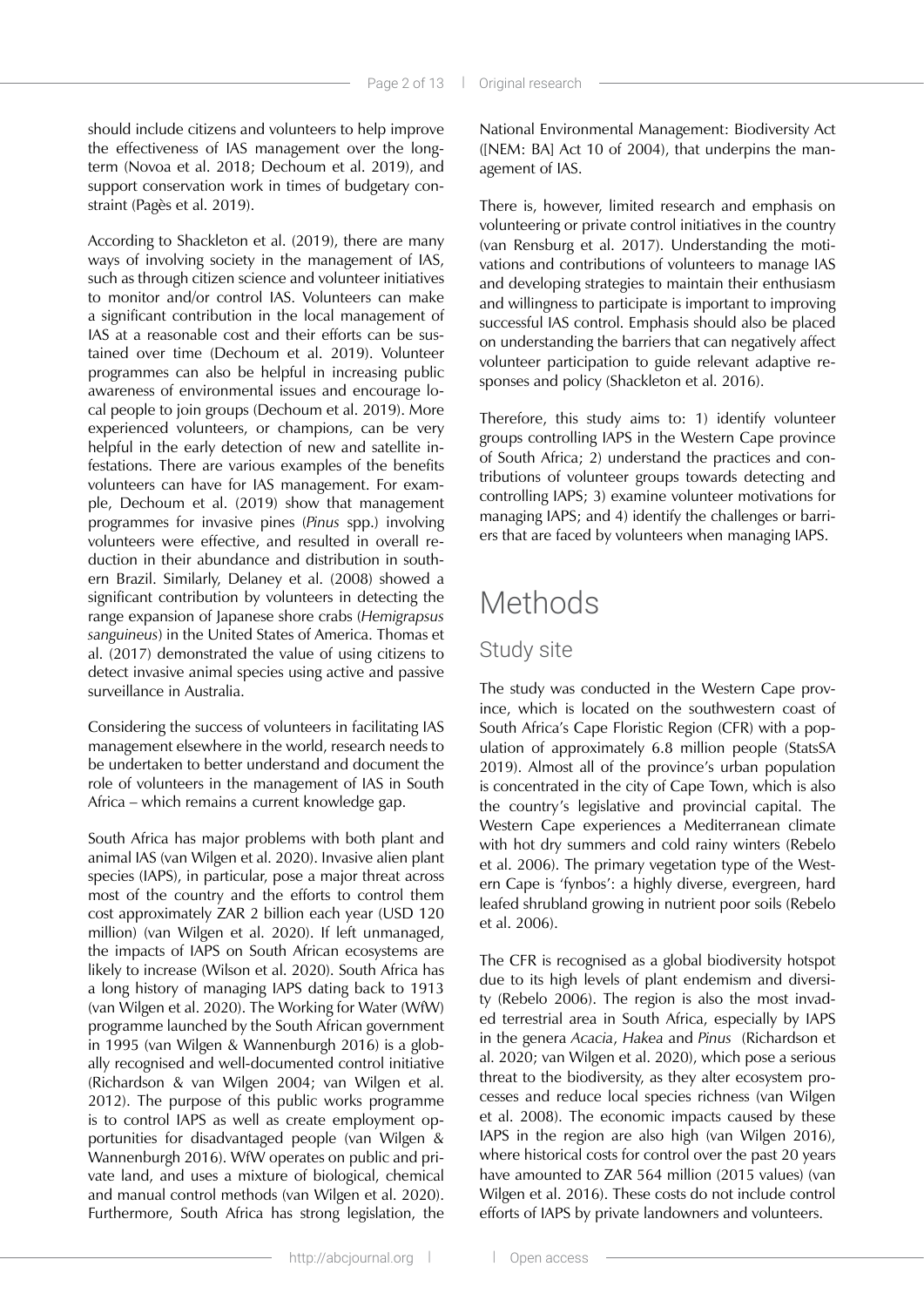should include citizens and volunteers to help improve the effectiveness of IAS management over the long-term (Novoa et al. 2018; Dechoum et al. 2019), and support conservation work in times of budgetary constraint (Pagès et al. 2019).

According to Shackleton et al. (2019), there are many ways of involving society in the management of IAS, such as through citizen science and volunteer initiatives to monitor and/or control IAS. Volunteers can make a significant contribution in the local management of IAS at a reasonable cost and their efforts can be sustained over time (Dechoum et al. 2019). Volunteer programmes can also be helpful in increasing public awareness of environmental issues and encourage local people to join groups (Dechoum et al. 2019). More experienced volunteers, or champions, can be very helpful in the early detection of new and satellite infestations. There are various examples of the benefits volunteers can have for IAS management. For example, Dechoum et al. (2019) show that management programmes for invasive pines (*Pinus* spp.) involving volunteers were effective, and resulted in overall reduction in their abundance and distribution in southern Brazil. Similarly, Delaney et al. (2008) showed a significant contribution by volunteers in detecting the range expansion of Japanese shore crabs (*Hemigrapsus sanguineus*) in the United States of America. Thomas et al. (2017) demonstrated the value of using citizens to detect invasive animal species using active and passive surveillance in Australia.

Considering the success of volunteers in facilitating IAS management elsewhere in the world, research needs to be undertaken to better understand and document the role of volunteers in the management of IAS in South Africa – which remains a current knowledge gap.

South Africa has major problems with both plant and animal IAS (van Wilgen et al. 2020). Invasive alien plant species (IAPS), in particular, pose a major threat across most of the country and the efforts to control them cost approximately ZAR 2 billion each year (USD 120 million) (van Wilgen et al. 2020). If left unmanaged, the impacts of IAPS on South African ecosystems are likely to increase (Wilson et al. 2020). South Africa has a long history of managing IAPS dating back to 1913 (van Wilgen et al. 2020). The Working for Water (WfW) programme launched by the South African government in 1995 (van Wilgen & Wannenburgh 2016) is a globally recognised and well-documented control initiative (Richardson & van Wilgen 2004; van Wilgen et al. 2012). The purpose of this public works programme is to control IAPS as well as create employment opportunities for disadvantaged people (van Wilgen & Wannenburgh 2016). WfW operates on public and private land, and uses a mixture of biological, chemical and manual control methods (van Wilgen et al. 2020). Furthermore, South Africa has strong legislation, the National Environmental Management: Biodiversity Act ([NEM: BA] Act 10 of 2004), that underpins the management of IAS.

There is, however, limited research and emphasis on volunteering or private control initiatives in the country (van Rensburg et al. 2017). Understanding the motivations and contributions of volunteers to manage IAS and developing strategies to maintain their enthusiasm and willingness to participate is important to improving successful IAS control. Emphasis should also be placed on understanding the barriers that can negatively affect volunteer participation to guide relevant adaptive responses and policy (Shackleton et al. 2016).

Therefore, this study aims to: 1) identify volunteer groups controlling IAPS in the Western Cape province of South Africa; 2) understand the practices and contributions of volunteer groups towards detecting and controlling IAPS; 3) examine volunteer motivations for managing IAPS; and 4) identify the challenges or barriers that are faced by volunteers when managing IAPS.

# Methods

## Study site

The study was conducted in the Western Cape province, which is located on the southwestern coast of South Africa's Cape Floristic Region (CFR) with a population of approximately 6.8 million people (StatsSA 2019). Almost all of the province's urban population is concentrated in the city of Cape Town, which is also the country's legislative and provincial capital. The Western Cape experiences a Mediterranean climate with hot dry summers and cold rainy winters (Rebelo et al. 2006). The primary vegetation type of the Western Cape is 'fynbos': a highly diverse, evergreen, hard leafed shrubland growing in nutrient poor soils (Rebelo et al. 2006).

The CFR is recognised as a global biodiversity hotspot due to its high levels of plant endemism and diversity (Rebelo 2006). The region is also the most invaded terrestrial area in South Africa, especially by IAPS in the genera *Acacia*, *Hakea* and *Pinus* (Richardson et al. 2020; van Wilgen et al. 2020), which pose a serious threat to the biodiversity, as they alter ecosystem processes and reduce local species richness (van Wilgen et al. 2008). The economic impacts caused by these IAPS in the region are also high (van Wilgen 2016), where historical costs for control over the past 20 years have amounted to ZAR 564 million (2015 values) (van Wilgen et al. 2016). These costs do not include control efforts of IAPS by private landowners and volunteers.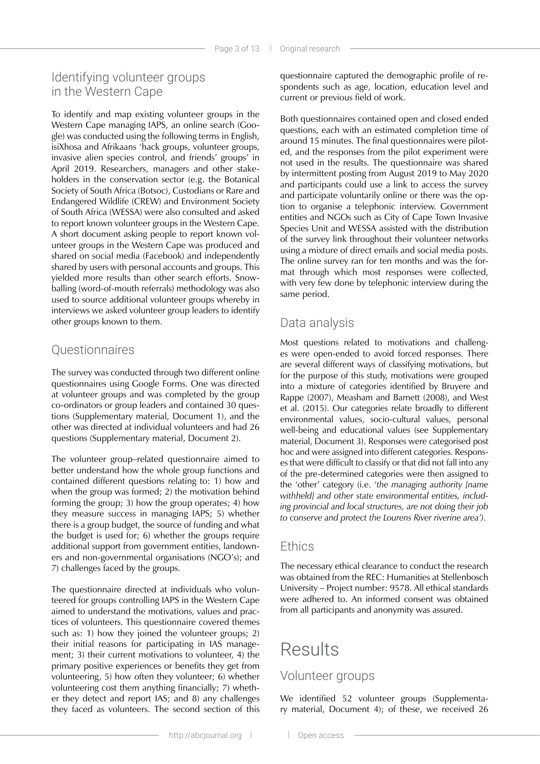## Identifying volunteer groups in the Western Cape

To identify and map existing volunteer groups in the Western Cape managing IAPS, an online search (Google) was conducted using the following terms in English, isiXhosa and Afrikaans 'hack groups, volunteer groups, invasive alien species control, and friends' groups' in April 2019. Researchers, managers and other stakeholders in the conservation sector (e.g. the Botanical Society of South Africa (Botsoc), Custodians or Rare and Endangered Wildlife (CREW) and Environment Society of South Africa (WESSA) were also consulted and asked to report known volunteer groups in the Western Cape. A short document asking people to report known volunteer groups in the Western Cape was produced and shared on social media (Facebook) and independently shared by users with personal accounts and groups. This yielded more results than other search efforts. Snowballing (word-of-mouth referrals) methodology was also used to source additional volunteer groups whereby in interviews we asked volunteer group leaders to identify other groups known to them.

## Questionnaires

The survey was conducted through two different online questionnaires using Google Forms. One was directed at volunteer groups and was completed by the group co-ordinators or group leaders and contained 30 questions (Supplementary material, Document 1), and the other was directed at individual volunteers and had 26 questions (Supplementary material, Document 2).

The volunteer group–related questionnaire aimed to better understand how the whole group functions and contained different questions relating to: 1) how and when the group was formed; 2) the motivation behind forming the group; 3) how the group operates; 4) how they measure success in managing IAPS; 5) whether there is a group budget, the source of funding and what the budget is used for; 6) whether the groups require additional support from government entities, landowners and non-governmental organisations (NGO's); and 7) challenges faced by the groups.

The questionnaire directed at individuals who volunteered for groups controlling IAPS in the Western Cape aimed to understand the motivations, values and practices of volunteers. This questionnaire covered themes such as: 1) how they joined the volunteer groups; 2) their initial reasons for participating in IAS management; 3) their current motivations to volunteer, 4) the primary positive experiences or benefits they get from volunteering, 5) how often they volunteer; 6) whether volunteering cost them anything financially; 7) whether they detect and report IAS; and 8) any challenges they faced as volunteers. The second section of this questionnaire captured the demographic profile of respondents such as age, location, education level and current or previous field of work.

Both questionnaires contained open and closed ended questions, each with an estimated completion time of around 15 minutes. The final questionnaires were piloted, and the responses from the pilot experiment were not used in the results. The questionnaire was shared by intermittent posting from August 2019 to May 2020 and participants could use a link to access the survey and participate voluntarily online or there was the option to organise a telephonic interview. Government entities and NGOs such as City of Cape Town Invasive Species Unit and WESSA assisted with the distribution of the survey link throughout their volunteer networks using a mixture of direct emails and social media posts. The online survey ran for ten months and was the format through which most responses were collected, with very few done by telephonic interview during the same period.

## Data analysis

Most questions related to motivations and challenges were open-ended to avoid forced responses. There are several different ways of classifying motivations, but for the purpose of this study, motivations were grouped into a mixture of categories identified by Bruyere and Rappe (2007), Measham and Barnett (2008), and West et al. (2015). Our categories relate broadly to different environmental values, socio-cultural values, personal well-being and educational values (see Supplementary material, Document 3). Responses were categorised post hoc and were assigned into different categories. Responses that were difficult to classify or that did not fall into any of the pre-determined categories were then assigned to the 'other' category (i.e. '*the managing authority [name withheld] and other state environmental entities, including provincial and local structures, are not doing their job to conserve and protect the Lourens River riverine area'*).

## Ethics

The necessary ethical clearance to conduct the research was obtained from the REC: Humanities at Stellenbosch University – Project number: 9578. All ethical standards were adhered to. An informed consent was obtained from all participants and anonymity was assured.

# Results

## Volunteer groups

We identified 52 volunteer groups (Supplementary material, Document 4); of these, we received 26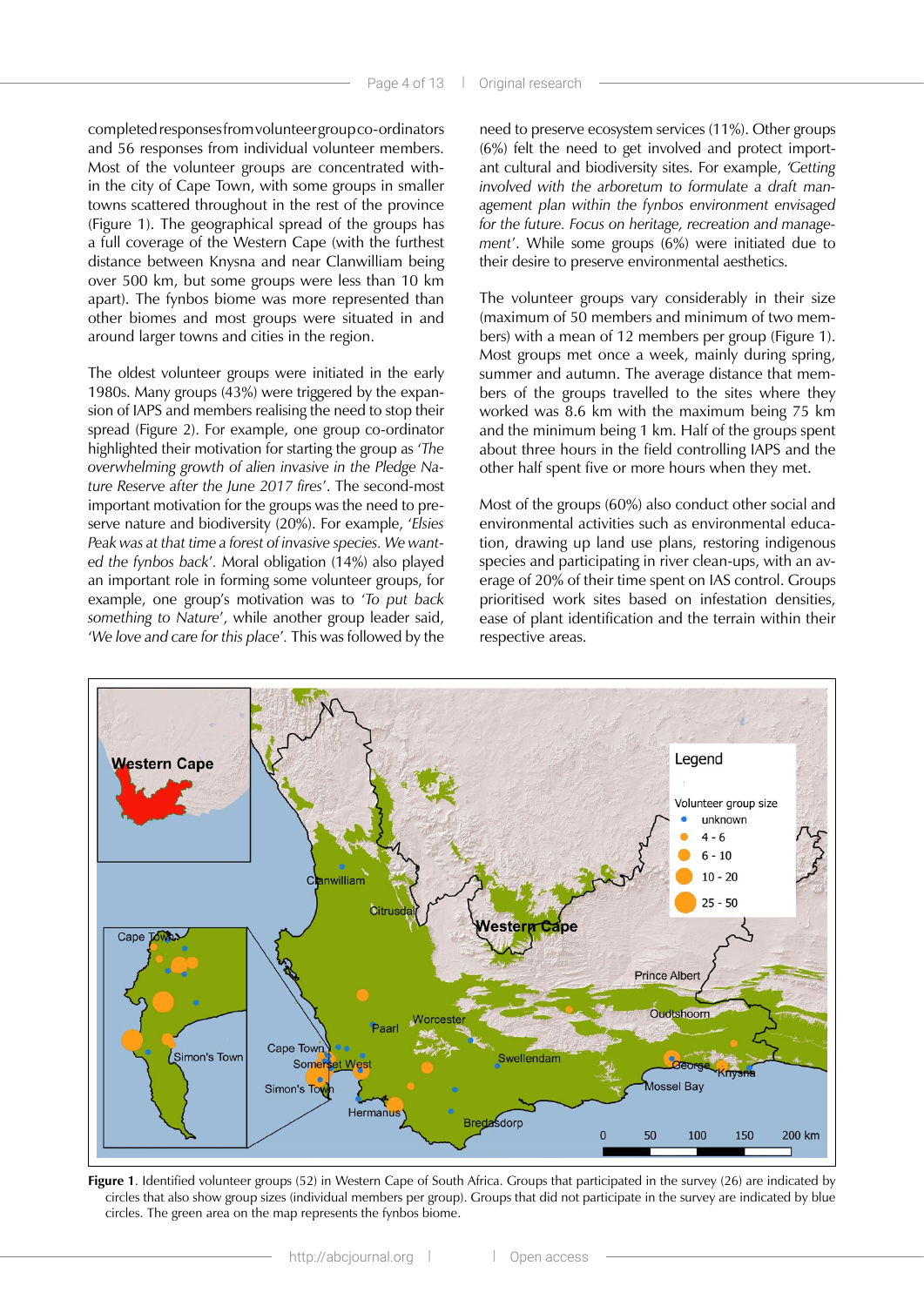completed responses from volunteer group co-ordinators and 56 responses from individual volunteer members. Most of the volunteer groups are concentrated within the city of Cape Town, with some groups in smaller towns scattered throughout in the rest of the province (Figure 1). The geographical spread of the groups has a full coverage of the Western Cape (with the furthest distance between Knysna and near Clanwilliam being over 500 km, but some groups were less than 10 km apart). The fynbos biome was more represented than other biomes and most groups were situated in and around larger towns and cities in the region.

The oldest volunteer groups were initiated in the early 1980s. Many groups (43%) were triggered by the expansion of IAPS and members realising the need to stop their spread (Figure 2). For example, one group co-ordinator highlighted their motivation for starting the group as '*The overwhelming growth of alien invasive in the Pledge Nature Reserve after the June 2017 fires*'. The second-most important motivation for the groups was the need to preserve nature and biodiversity (20%). For example, '*Elsies Peak was at that time a forest of invasive species. We wanted the fynbos back*'. Moral obligation (14%) also played an important role in forming some volunteer groups, for example, one group's motivation was to '*To put back something to Nature*', while another group leader said, '*We love and care for this place*'. This was followed by the need to preserve ecosystem services (11%). Other groups (6%) felt the need to get involved and protect important cultural and biodiversity sites. For example, *'Getting involved with the arboretum to formulate a draft management plan within the fynbos environment envisaged for the future. Focus on heritage, recreation and management'*. While some groups (6%) were initiated due to their desire to preserve environmental aesthetics.

The volunteer groups vary considerably in their size (maximum of 50 members and minimum of two members) with a mean of 12 members per group (Figure 1). Most groups met once a week, mainly during spring, summer and autumn. The average distance that members of the groups travelled to the sites where they worked was 8.6 km with the maximum being 75 km and the minimum being 1 km. Half of the groups spent about three hours in the field controlling IAPS and the other half spent five or more hours when they met.

Most of the groups (60%) also conduct other social and environmental activities such as environmental education, drawing up land use plans, restoring indigenous species and participating in river clean-ups, with an average of 20% of their time spent on IAS control. Groups prioritised work sites based on infestation densities, ease of plant identification and the terrain within their respective areas.

**Figure 1**. Identified volunteer groups (52) in Western Cape of South Africa. Groups that participated in the survey (26) are indicated by circles that also show group sizes (individual members per group). Groups that did not participate in the survey are indicated by blue circles. The green area on the map represents the fynbos biome.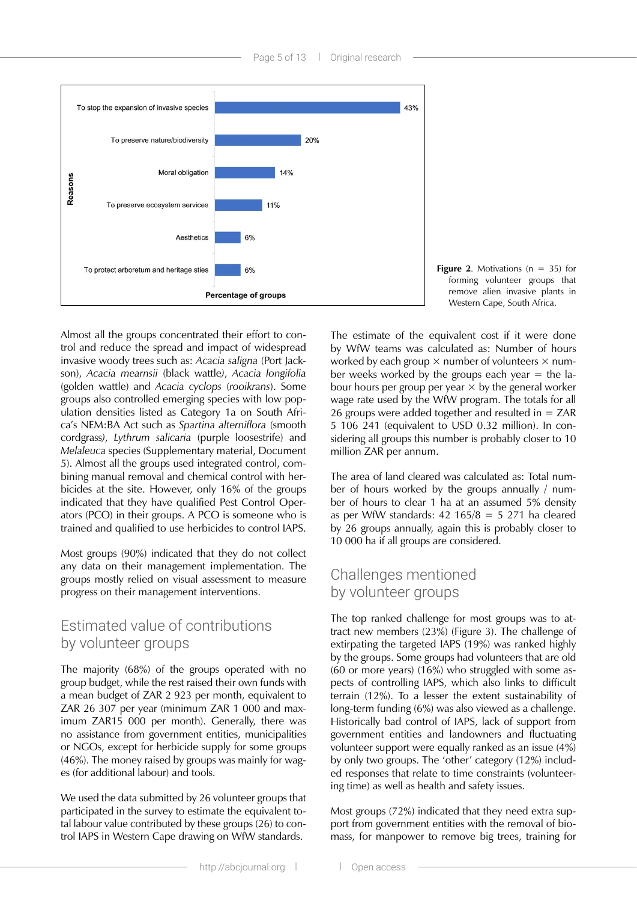| Reasons | Percentage of groups |
|---|---|
| To stop the expansion of invasive species | 43% |
| To preserve nature/biodiversity | 20% |
| Moral obligation | 14% |
| To preserve ecosystem services | 11% |
| Aesthetics | 6% |
| To protect arboretum and heritage sties | 6% |

**Figure 2**. Motivations (n = 35) for forming volunteer groups that remove alien invasive plants in Western Cape, South Africa.

Almost all the groups concentrated their effort to control and reduce the spread and impact of widespread invasive woody trees such as: *Acacia saligna* (Port Jackson), *Acacia mearnsii* (black wattle), *Acacia longifolia* (golden wattle) and *Acacia cyclops* (rooikrans). Some groups also controlled emerging species with low population densities listed as Category 1a on South Africa's NEM:BA Act such as *Spartina alterniflora* (smooth cordgrass), *Lythrum salicaria* (purple loosestrife) and *Melaleuca* species (Supplementary material, Document 5). Almost all the groups used integrated control, combining manual removal and chemical control with herbicides at the site. However, only 16% of the groups indicated that they have qualified Pest Control Operators (PCO) in their groups. A PCO is someone who is trained and qualified to use herbicides to control IAPS.

Most groups (90%) indicated that they do not collect any data on their management implementation. The groups mostly relied on visual assessment to measure progress on their management interventions.

## Estimated value of contributions by volunteer groups

The majority (68%) of the groups operated with no group budget, while the rest raised their own funds with a mean budget of ZAR 2 923 per month, equivalent to ZAR 26 307 per year (minimum ZAR 1 000 and maximum ZAR15 000 per month). Generally, there was no assistance from government entities, municipalities or NGOs, except for herbicide supply for some groups (46%). The money raised by groups was mainly for wages (for additional labour) and tools.

We used the data submitted by 26 volunteer groups that participated in the survey to estimate the equivalent total labour value contributed by these groups (26) to control IAPS in Western Cape drawing on WfW standards.

The estimate of the equivalent cost if it were done by WfW teams was calculated as: Number of hours worked by each group × number of volunteers × number weeks worked by the groups each year = the labour hours per group per year × by the general worker wage rate used by the WfW program. The totals for all 26 groups were added together and resulted in = ZAR 5 106 241 (equivalent to USD 0.32 million). In considering all groups this number is probably closer to 10 million ZAR per annum.

The area of land cleared was calculated as: Total number of hours worked by the groups annually / number of hours to clear 1 ha at an assumed 5% density as per WfW standards: 42 165/8 = 5 271 ha cleared by 26 groups annually, again this is probably closer to 10 000 ha if all groups are considered.

## Challenges mentioned by volunteer groups

The top ranked challenge for most groups was to attract new members (23%) (Figure 3). The challenge of extirpating the targeted IAPS (19%) was ranked highly by the groups. Some groups had volunteers that are old (60 or more years) (16%) who struggled with some aspects of controlling IAPS, which also links to difficult terrain (12%). To a lesser the extent sustainability of long-term funding (6%) was also viewed as a challenge. Historically bad control of IAPS, lack of support from government entities and landowners and fluctuating volunteer support were equally ranked as an issue (4%) by only two groups. The 'other' category (12%) included responses that relate to time constraints (volunteering time) as well as health and safety issues.

Most groups (72%) indicated that they need extra support from government entities with the removal of biomass, for manpower to remove big trees, training for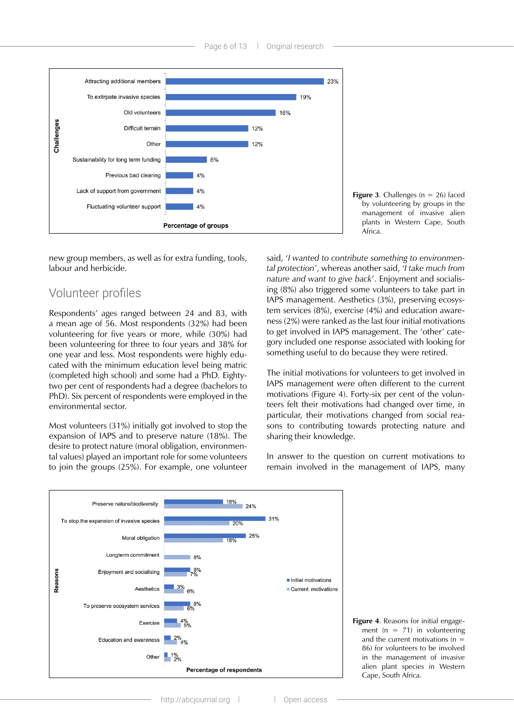| Challenges | Percentage of groups |
|---|---|
| Attracting additional members | 23% |
| To extirpate invasive species | 19% |
| Old volunteers | 16% |
| Difficult terrain | 12% |
| Other | 12% |
| Sustainability for long term funding | 6% |
| Previous bad clearing | 4% |
| Lack of support from government | 4% |
| Fluctuating volunteer support | 4% |

**Figure 3**. Challenges (n = 26) faced by volunteering by groups in the management of invasive alien plants in Western Cape, South Africa.

new group members, as well as for extra funding, tools, labour and herbicide.

## Volunteer profiles

Respondents' ages ranged between 24 and 83, with a mean age of 56. Most respondents (32%) had been volunteering for five years or more, while (30%) had been volunteering for three to four years and 38% for one year and less. Most respondents were highly educated with the minimum education level being matric (completed high school) and some had a PhD. Eighty-two per cent of respondents had a degree (bachelors to PhD). Six percent of respondents were employed in the environmental sector.

Most volunteers (31%) initially got involved to stop the expansion of IAPS and to preserve nature (18%). The desire to protect nature (moral obligation, environmental values) played an important role for some volunteers to join the groups (25%). For example, one volunteer said, '*I wanted to contribute something to environmental protection*', whereas another said, '*I take much from nature and want to give back*'. Enjoyment and socialising (8%) also triggered some volunteers to take part in IAPS management. Aesthetics (3%), preserving ecosystem services (8%), exercise (4%) and education awareness (2%) were ranked as the last four initial motivations to get involved in IAPS management. The 'other' category included one response associated with looking for something useful to do because they were retired.

The initial motivations for volunteers to get involved in IAPS management were often different to the current motivations (Figure 4). Forty-six per cent of the volunteers felt their motivations had changed over time, in particular, their motivations changed from social reasons to contributing towards protecting nature and sharing their knowledge.

In answer to the question on current motivations to remain involved in the management of IAPS, many

| Reasons | Initial motivations | Current motivations |
|---|---|---|
| Preserve nature/biodiversity | 18% | 24% |
| To stop the expansion of invasive species | 31% | 20% |
| Moral obligation | 25% | 18% |
| Longterm commitment | | 8% |
| Enjoyment and socialising | 8% | 7% |
| Aesthetics | 3% | 6% |
| To preserve ecosystem services | 8% | 6% |
| Exercise | 4% | 5% |
| Education and awareness | 2% | 4% |
| Other | 1% | 2% |

Percentage of respondents

**Figure 4**. Reasons for initial engagement (n = 71) in volunteering and the current motivations (n = 86) for volunteers to be involved in the management of invasive alien plant species in Western Cape, South Africa.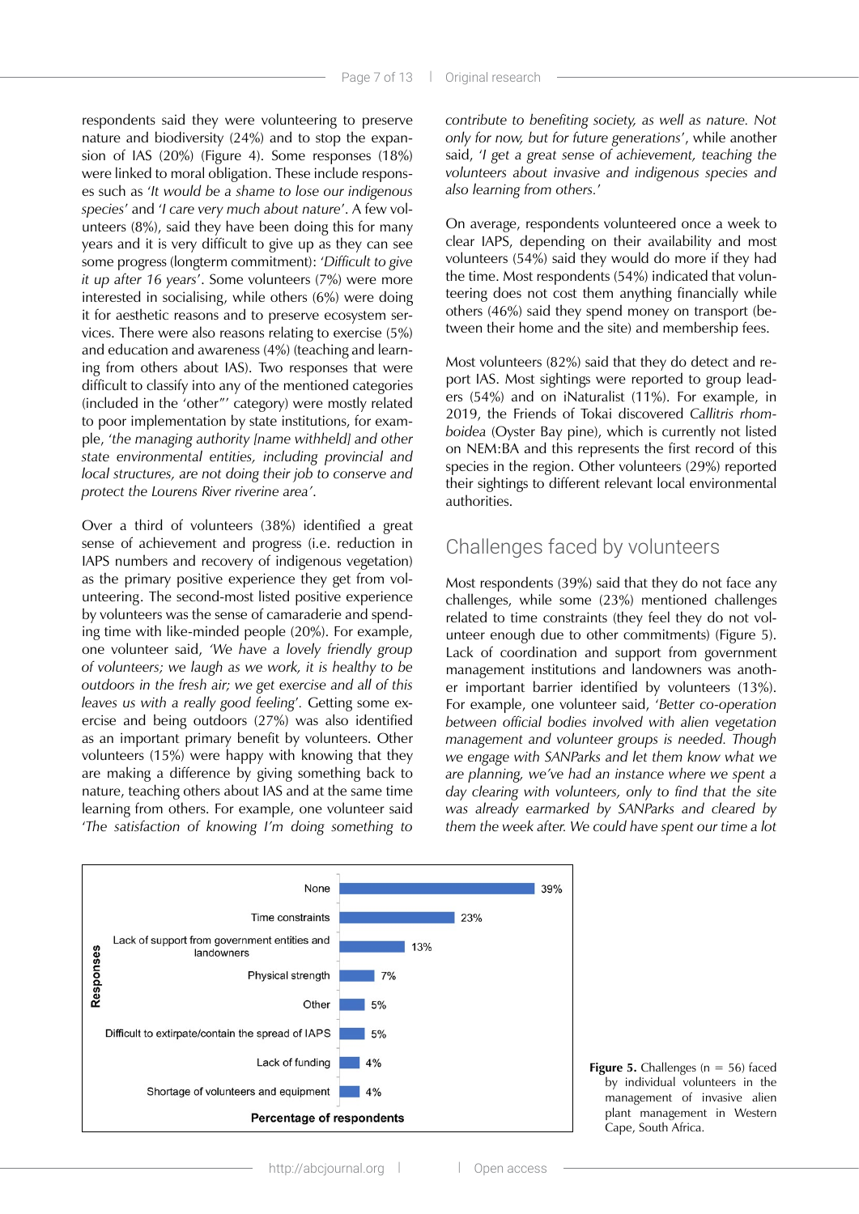respondents said they were volunteering to preserve nature and biodiversity (24%) and to stop the expansion of IAS (20%) (Figure 4). Some responses (18%) were linked to moral obligation. These include responses such as '*It would be a shame to lose our indigenous species*' and '*I care very much about nature*'. A few volunteers (8%), said they have been doing this for many years and it is very difficult to give up as they can see some progress (longterm commitment): '*Difficult to give it up after 16 years*'. Some volunteers (7%) were more interested in socialising, while others (6%) were doing it for aesthetic reasons and to preserve ecosystem services. There were also reasons relating to exercise (5%) and education and awareness (4%) (teaching and learning from others about IAS). Two responses that were difficult to classify into any of the mentioned categories (included in the 'other"' category) were mostly related to poor implementation by state institutions, for example, '*the managing authority [name withheld] and other state environmental entities, including provincial and local structures, are not doing their job to conserve and protect the Lourens River riverine area*'.

Over a third of volunteers (38%) identified a great sense of achievement and progress (i.e. reduction in IAPS numbers and recovery of indigenous vegetation) as the primary positive experience they get from volunteering. The second-most listed positive experience by volunteers was the sense of camaraderie and spending time with like-minded people (20%). For example, one volunteer said, '*We have a lovely friendly group of volunteers; we laugh as we work, it is healthy to be outdoors in the fresh air; we get exercise and all of this leaves us with a really good feeling*'. Getting some exercise and being outdoors (27%) was also identified as an important primary benefit by volunteers. Other volunteers (15%) were happy with knowing that they are making a difference by giving something back to nature, teaching others about IAS and at the same time learning from others. For example, one volunteer said '*The satisfaction of knowing I'm doing something to contribute to benefiting society, as well as nature. Not only for now, but for future generations*', while another said, '*I get a great sense of achievement, teaching the volunteers about invasive and indigenous species and also learning from others.*'

On average, respondents volunteered once a week to clear IAPS, depending on their availability and most volunteers (54%) said they would do more if they had the time. Most respondents (54%) indicated that volunteering does not cost them anything financially while others (46%) said they spend money on transport (between their home and the site) and membership fees.

Most volunteers (82%) said that they do detect and report IAS. Most sightings were reported to group leaders (54%) and on iNaturalist (11%). For example, in 2019, the Friends of Tokai discovered *Callitris rhomboidea* (Oyster Bay pine), which is currently not listed on NEM:BA and this represents the first record of this species in the region. Other volunteers (29%) reported their sightings to different relevant local environmental authorities.

## Challenges faced by volunteers

Most respondents (39%) said that they do not face any challenges, while some (23%) mentioned challenges related to time constraints (they feel they do not volunteer enough due to other commitments) (Figure 5). Lack of coordination and support from government management institutions and landowners was another important barrier identified by volunteers (13%). For example, one volunteer said, '*Better co-operation between official bodies involved with alien vegetation management and volunteer groups is needed. Though we engage with SANParks and let them know what we are planning, we've had an instance where we spent a day clearing with volunteers, only to find that the site was already earmarked by SANParks and cleared by them the week after. We could have spent our time a lot*

| Responses | Percentage of respondents |
|---|---|
| None | 39% |
| Time constraints | 23% |
| Lack of support from government entities and landowners | 13% |
| Physical strength | 7% |
| Other | 5% |
| Difficult to extirpate/contain the spread of IAPS | 5% |
| Lack of funding | 4% |
| Shortage of volunteers and equipment | 4% |

**Figure 5.** Challenges (n = 56) faced by individual volunteers in the management of invasive alien plant management in Western Cape, South Africa.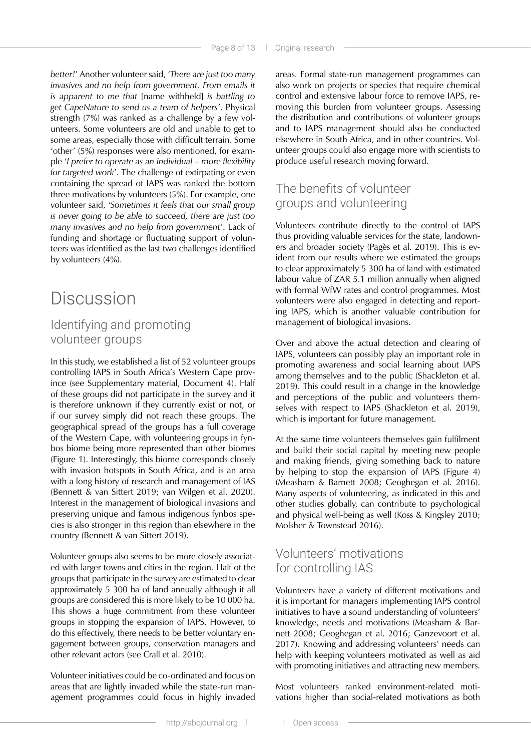*better!'* Another volunteer said, '*There are just too many invasives and no help from government. From emails it is apparent to me that* [name withheld] *is battling to get CapeNature to send us a team of helpers*'. Physical strength (7%) was ranked as a challenge by a few volunteers. Some volunteers are old and unable to get to some areas, especially those with difficult terrain. Some 'other' (5%) responses were also mentioned, for example '*I prefer to operate as an individual – more flexibility for targeted work*'. The challenge of extirpating or even containing the spread of IAPS was ranked the bottom three motivations by volunteers (5%). For example, one volunteer said, '*Sometimes it feels that our small group is never going to be able to succeed, there are just too many invasives and no help from government*'. Lack of funding and shortage or fluctuating support of volunteers was identified as the last two challenges identified by volunteers (4%).

# Discussion

## Identifying and promoting volunteer groups

In this study, we established a list of 52 volunteer groups controlling IAPS in South Africa's Western Cape province (see Supplementary material, Document 4). Half of these groups did not participate in the survey and it is therefore unknown if they currently exist or not, or if our survey simply did not reach these groups. The geographical spread of the groups has a full coverage of the Western Cape, with volunteering groups in fynbos biome being more represented than other biomes (Figure 1). Interestingly, this biome corresponds closely with invasion hotspots in South Africa, and is an area with a long history of research and management of IAS (Bennett & van Sittert 2019; van Wilgen et al. 2020). Interest in the management of biological invasions and preserving unique and famous indigenous fynbos species is also stronger in this region than elsewhere in the country (Bennett & van Sittert 2019).

Volunteer groups also seems to be more closely associated with larger towns and cities in the region. Half of the groups that participate in the survey are estimated to clear approximately 5 300 ha of land annually although if all groups are considered this is more likely to be 10 000 ha. This shows a huge commitment from these volunteer groups in stopping the expansion of IAPS. However, to do this effectively, there needs to be better voluntary engagement between groups, conservation managers and other relevant actors (see Crall et al. 2010).

Volunteer initiatives could be co-ordinated and focus on areas that are lightly invaded while the state-run management programmes could focus in highly invaded areas. Formal state-run management programmes can also work on projects or species that require chemical control and extensive labour force to remove IAPS, removing this burden from volunteer groups. Assessing the distribution and contributions of volunteer groups and to IAPS management should also be conducted elsewhere in South Africa, and in other countries. Volunteer groups could also engage more with scientists to produce useful research moving forward.

## The benefits of volunteer groups and volunteering

Volunteers contribute directly to the control of IAPS thus providing valuable services for the state, landowners and broader society (Pagès et al. 2019). This is evident from our results where we estimated the groups to clear approximately 5 300 ha of land with estimated labour value of ZAR 5.1 million annually when aligned with formal WfW rates and control programmes. Most volunteers were also engaged in detecting and reporting IAPS, which is another valuable contribution for management of biological invasions.

Over and above the actual detection and clearing of IAPS, volunteers can possibly play an important role in promoting awareness and social learning about IAPS among themselves and to the public (Shackleton et al. 2019). This could result in a change in the knowledge and perceptions of the public and volunteers themselves with respect to IAPS (Shackleton et al. 2019), which is important for future management.

At the same time volunteers themselves gain fulfilment and build their social capital by meeting new people and making friends, giving something back to nature by helping to stop the expansion of IAPS (Figure 4) (Measham & Barnett 2008; Geoghegan et al. 2016). Many aspects of volunteering, as indicated in this and other studies globally, can contribute to psychological and physical well-being as well (Koss & Kingsley 2010; Molsher & Townstead 2016).

## Volunteers' motivations for controlling IAS

Volunteers have a variety of different motivations and it is important for managers implementing IAPS control initiatives to have a sound understanding of volunteers' knowledge, needs and motivations (Measham & Barnett 2008; Geoghegan et al. 2016; Ganzevoort et al. 2017). Knowing and addressing volunteers' needs can help with keeping volunteers motivated as well as aid with promoting initiatives and attracting new members.

Most volunteers ranked environment-related motivations higher than social-related motivations as both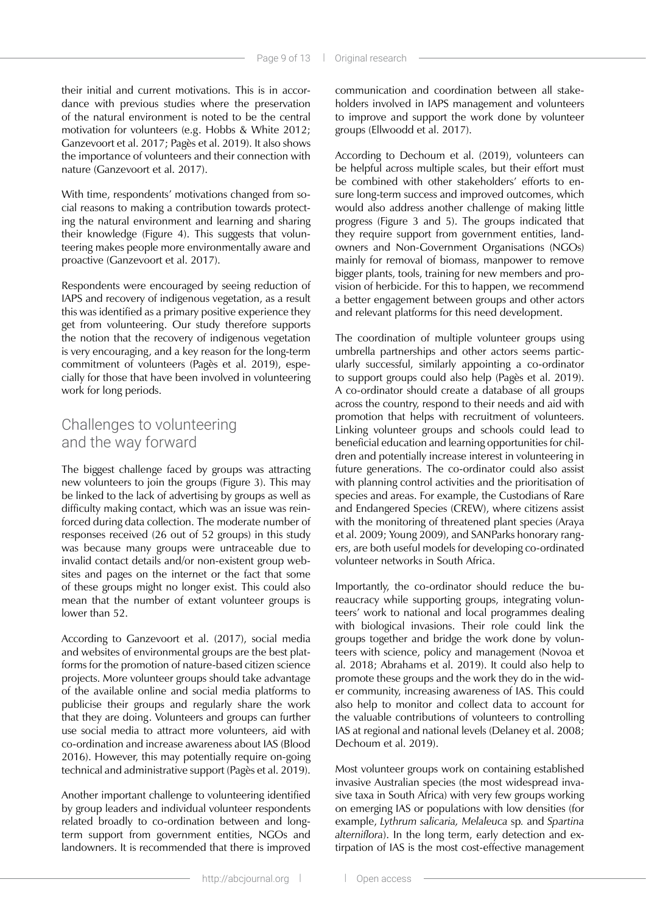their initial and current motivations. This is in accordance with previous studies where the preservation of the natural environment is noted to be the central motivation for volunteers (e.g. Hobbs & White 2012; Ganzevoort et al. 2017; Pagès et al. 2019). It also shows the importance of volunteers and their connection with nature (Ganzevoort et al. 2017).

With time, respondents' motivations changed from social reasons to making a contribution towards protecting the natural environment and learning and sharing their knowledge (Figure 4). This suggests that volunteering makes people more environmentally aware and proactive (Ganzevoort et al. 2017).

Respondents were encouraged by seeing reduction of IAPS and recovery of indigenous vegetation, as a result this was identified as a primary positive experience they get from volunteering. Our study therefore supports the notion that the recovery of indigenous vegetation is very encouraging, and a key reason for the long-term commitment of volunteers (Pagès et al. 2019), especially for those that have been involved in volunteering work for long periods.

## Challenges to volunteering and the way forward

The biggest challenge faced by groups was attracting new volunteers to join the groups (Figure 3). This may be linked to the lack of advertising by groups as well as difficulty making contact, which was an issue was reinforced during data collection. The moderate number of responses received (26 out of 52 groups) in this study was because many groups were untraceable due to invalid contact details and/or non-existent group websites and pages on the internet or the fact that some of these groups might no longer exist. This could also mean that the number of extant volunteer groups is lower than 52.

According to Ganzevoort et al. (2017), social media and websites of environmental groups are the best platforms for the promotion of nature-based citizen science projects. More volunteer groups should take advantage of the available online and social media platforms to publicise their groups and regularly share the work that they are doing. Volunteers and groups can further use social media to attract more volunteers, aid with co-ordination and increase awareness about IAS (Blood 2016). However, this may potentially require on-going technical and administrative support (Pagès et al. 2019).

Another important challenge to volunteering identified by group leaders and individual volunteer respondents related broadly to co-ordination between and long-term support from government entities, NGOs and landowners. It is recommended that there is improved communication and coordination between all stakeholders involved in IAPS management and volunteers to improve and support the work done by volunteer groups (Ellwoodd et al. 2017).

According to Dechoum et al. (2019), volunteers can be helpful across multiple scales, but their effort must be combined with other stakeholders' efforts to ensure long-term success and improved outcomes, which would also address another challenge of making little progress (Figure 3 and 5). The groups indicated that they require support from government entities, landowners and Non-Government Organisations (NGOs) mainly for removal of biomass, manpower to remove bigger plants, tools, training for new members and provision of herbicide. For this to happen, we recommend a better engagement between groups and other actors and relevant platforms for this need development.

The coordination of multiple volunteer groups using umbrella partnerships and other actors seems particularly successful, similarly appointing a co-ordinator to support groups could also help (Pagès et al. 2019). A co-ordinator should create a database of all groups across the country, respond to their needs and aid with promotion that helps with recruitment of volunteers. Linking volunteer groups and schools could lead to beneficial education and learning opportunities for children and potentially increase interest in volunteering in future generations. The co-ordinator could also assist with planning control activities and the prioritisation of species and areas. For example, the Custodians of Rare and Endangered Species (CREW), where citizens assist with the monitoring of threatened plant species (Araya et al. 2009; Young 2009), and SANParks honorary rangers, are both useful models for developing co-ordinated volunteer networks in South Africa.

Importantly, the co-ordinator should reduce the bureaucracy while supporting groups, integrating volunteers' work to national and local programmes dealing with biological invasions. Their role could link the groups together and bridge the work done by volunteers with science, policy and management (Novoa et al. 2018; Abrahams et al. 2019). It could also help to promote these groups and the work they do in the wider community, increasing awareness of IAS. This could also help to monitor and collect data to account for the valuable contributions of volunteers to controlling IAS at regional and national levels (Delaney et al. 2008; Dechoum et al. 2019).

Most volunteer groups work on containing established invasive Australian species (the most widespread invasive taxa in South Africa) with very few groups working on emerging IAS or populations with low densities (for example, *Lythrum salicaria, Melaleuca* sp. and *Spartina alterniflora*). In the long term, early detection and extirpation of IAS is the most cost-effective management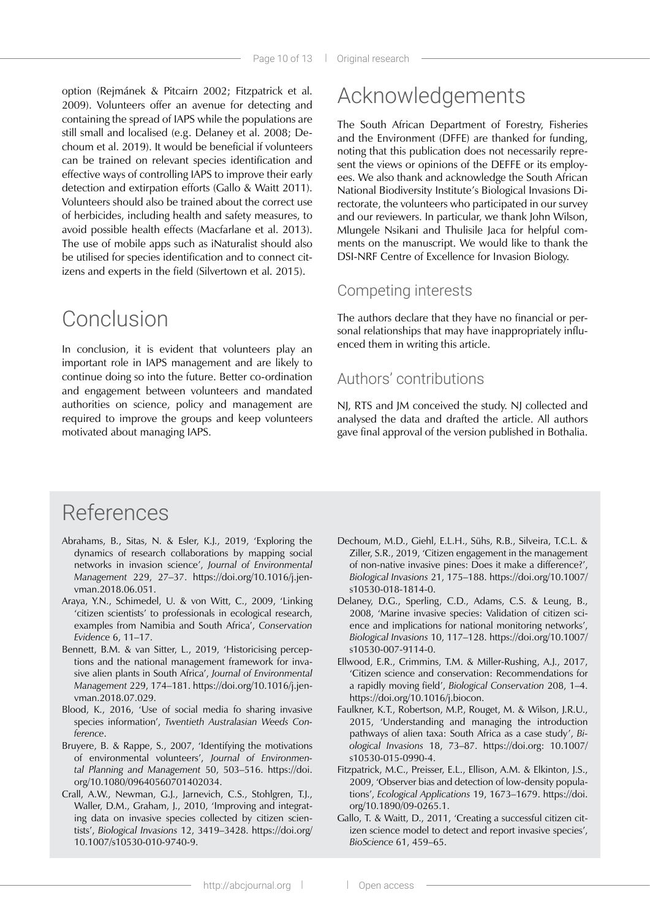option (Rejmánek & Pitcairn 2002; Fitzpatrick et al. 2009). Volunteers offer an avenue for detecting and containing the spread of IAPS while the populations are still small and localised (e.g. Delaney et al. 2008; Dechoum et al. 2019). It would be beneficial if volunteers can be trained on relevant species identification and effective ways of controlling IAPS to improve their early detection and extirpation efforts (Gallo & Waitt 2011). Volunteers should also be trained about the correct use of herbicides, including health and safety measures, to avoid possible health effects (Macfarlane et al. 2013). The use of mobile apps such as iNaturalist should also be utilised for species identification and to connect citizens and experts in the field (Silvertown et al. 2015).

# Conclusion

In conclusion, it is evident that volunteers play an important role in IAPS management and are likely to continue doing so into the future. Better co-ordination and engagement between volunteers and mandated authorities on science, policy and management are required to improve the groups and keep volunteers motivated about managing IAPS.

# Acknowledgements

The South African Department of Forestry, Fisheries and the Environment (DFFE) are thanked for funding, noting that this publication does not necessarily represent the views or opinions of the DEFFE or its employees. We also thank and acknowledge the South African National Biodiversity Institute's Biological Invasions Directorate, the volunteers who participated in our survey and our reviewers. In particular, we thank John Wilson, Mlungele Nsikani and Thulisile Jaca for helpful comments on the manuscript. We would like to thank the DSI-NRF Centre of Excellence for Invasion Biology.

## Competing interests

The authors declare that they have no financial or personal relationships that may have inappropriately influenced them in writing this article.

## Authors' contributions

NJ, RTS and JM conceived the study. NJ collected and analysed the data and drafted the article. All authors gave final approval of the version published in Bothalia.

# References

Abrahams, B., Sitas, N. & Esler, K.J., 2019, 'Exploring the dynamics of research collaborations by mapping social networks in invasion science', *Journal of Environmental Management* 229, 27–37. https://doi.org/10.1016/j.jenvman.2018.06.051.

Araya, Y.N., Schimedel, U. & von Witt, C., 2009, 'Linking 'citizen scientists' to professionals in ecological research, examples from Namibia and South Africa', *Conservation Evidence* 6, 11–17.

Bennett, B.M. & van Sitter, L., 2019, 'Historicising perceptions and the national management framework for invasive alien plants in South Africa', *Journal of Environmental Management* 229, 174–181. https://doi.org/10.1016/j.jenvman.2018.07.029.

Blood, K., 2016, 'Use of social media fo sharing invasive species information', *Twentieth Australasian Weeds Conference*.

Bruyere, B. & Rappe, S., 2007, 'Identifying the motivations of environmental volunteers', *Journal of Environmental Planning and Management* 50, 503–516. https://doi.org/10.1080/09640560701402034.

Crall, A.W., Newman, G.J., Jarnevich, C.S., Stohlgren, T.J., Waller, D.M., Graham, J., 2010, 'Improving and integrating data on invasive species collected by citizen scientists', *Biological Invasions* 12, 3419–3428. https://doi.org/10.1007/s10530-010-9740-9.

Dechoum, M.D., Giehl, E.L.H., Sühs, R.B., Silveira, T.C.L. & Ziller, S.R., 2019, 'Citizen engagement in the management of non-native invasive pines: Does it make a difference?', *Biological Invasions* 21, 175–188. https://doi.org/10.1007/s10530-018-1814-0.

Delaney, D.G., Sperling, C.D., Adams, C.S. & Leung, B., 2008, 'Marine invasive species: Validation of citizen science and implications for national monitoring networks', *Biological Invasions* 10, 117–128. https://doi.org/10.1007/s10530-007-9114-0.

Ellwood, E.R., Crimmins, T.M. & Miller-Rushing, A.J., 2017, 'Citizen science and conservation: Recommendations for a rapidly moving field', *Biological Conservation* 208, 1–4. https://doi.org/10.1016/j.biocon.

Faulkner, K.T., Robertson, M.P., Rouget, M. & Wilson, J.R.U., 2015, 'Understanding and managing the introduction pathways of alien taxa: South Africa as a case study', *Biological Invasions* 18, 73–87. https://doi.org: 10.1007/s10530-015-0990-4.

Fitzpatrick, M.C., Preisser, E.L., Ellison, A.M. & Elkinton, J.S., 2009, 'Observer bias and detection of low-density populations', *Ecological Applications* 19, 1673–1679. https://doi.org/10.1890/09-0265.1.

Gallo, T. & Waitt, D., 2011, 'Creating a successful citizen citizen science model to detect and report invasive species', *BioScience* 61, 459–65.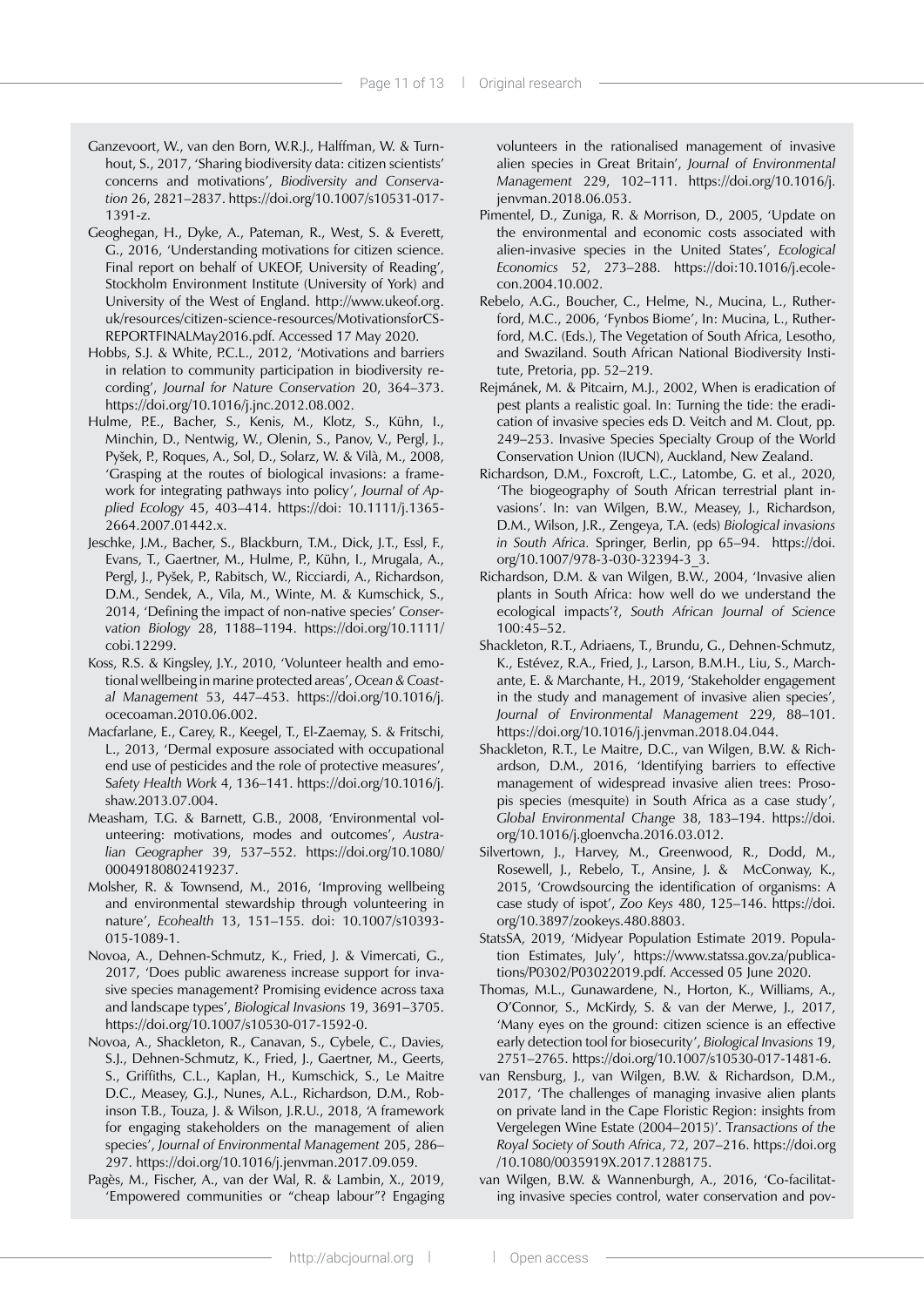Ganzevoort, W., van den Born, W.R.J., Halffman, W. & Turnhout, S., 2017, 'Sharing biodiversity data: citizen scientists' concerns and motivations', *Biodiversity and Conservation* 26, 2821–2837. https://doi.org/10.1007/s10531-017-1391-z.

Geoghegan, H., Dyke, A., Pateman, R., West, S. & Everett, G., 2016, 'Understanding motivations for citizen science. Final report on behalf of UKEOF, University of Reading', Stockholm Environment Institute (University of York) and University of the West of England. http://www.ukeof.org.uk/resources/citizen-science-resources/MotivationsforCS-REPORTFINALMay2016.pdf. Accessed 17 May 2020.

Hobbs, S.J. & White, P.C.L., 2012, 'Motivations and barriers in relation to community participation in biodiversity recording', *Journal for Nature Conservation* 20, 364–373. https://doi.org/10.1016/j.jnc.2012.08.002.

Hulme, P.E., Bacher, S., Kenis, M., Klotz, S., Kühn, I., Minchin, D., Nentwig, W., Olenin, S., Panov, V., Pergl, J., Pyšek, P., Roques, A., Sol, D., Solarz, W. & Vilà, M., 2008, 'Grasping at the routes of biological invasions: a framework for integrating pathways into policy', *Journal of Applied Ecology* 45, 403–414. https://doi: 10.1111/j.1365-2664.2007.01442.x.

Jeschke, J.M., Bacher, S., Blackburn, T.M., Dick, J.T., Essl, F., Evans, T., Gaertner, M., Hulme, P., Kühn, I., Mrugala, A., Pergl, J., Pyšek, P., Rabitsch, W., Ricciardi, A., Richardson, D.M., Sendek, A., Vila, M., Winte, M. & Kumschick, S., 2014, 'Defining the impact of non-native species' *Conservation Biology* 28, 1188–1194. https://doi.org/10.1111/cobi.12299.

Koss, R.S. & Kingsley, J.Y., 2010, 'Volunteer health and emotional wellbeing in marine protected areas', *Ocean & Coastal Management* 53, 447–453. https://doi.org/10.1016/j.ocecoaman.2010.06.002.

Macfarlane, E., Carey, R., Keegel, T., El-Zaemay, S. & Fritschi, L., 2013, 'Dermal exposure associated with occupational end use of pesticides and the role of protective measures', *Safety Health Work* 4, 136–141. https://doi.org/10.1016/j.shaw.2013.07.004.

Measham, T.G. & Barnett, G.B., 2008, 'Environmental volunteering: motivations, modes and outcomes', *Australian Geographer* 39, 537–552. https://doi.org/10.1080/00049180802419237.

Molsher, R. & Townsend, M., 2016, 'Improving wellbeing and environmental stewardship through volunteering in nature', *Ecohealth* 13, 151–155. doi: 10.1007/s10393-015-1089-1.

Novoa, A., Dehnen-Schmutz, K., Fried, J. & Vimercati, G., 2017, 'Does public awareness increase support for invasive species management? Promising evidence across taxa and landscape types', *Biological Invasions* 19, 3691–3705. https://doi.org/10.1007/s10530-017-1592-0.

Novoa, A., Shackleton, R., Canavan, S., Cybele, C., Davies, S.J., Dehnen-Schmutz, K., Fried, J., Gaertner, M., Geerts, S., Griffiths, C.L., Kaplan, H., Kumschick, S., Le Maitre D.C., Measey, G.J., Nunes, A.L., Richardson, D.M., Robinson T.B., Touza, J. & Wilson, J.R.U., 2018, 'A framework for engaging stakeholders on the management of alien species', *Journal of Environmental Management* 205, 286–297. https://doi.org/10.1016/j.jenvman.2017.09.059.

Pagès, M., Fischer, A., van der Wal, R. & Lambin, X., 2019, 'Empowered communities or "cheap labour"? Engaging volunteers in the rationalised management of invasive alien species in Great Britain', *Journal of Environmental Management* 229, 102–111. https://doi.org/10.1016/j.jenvman.2018.06.053.

Pimentel, D., Zuniga, R. & Morrison, D., 2005, 'Update on the environmental and economic costs associated with alien-invasive species in the United States', *Ecological Economics* 52, 273–288. https://doi:10.1016/j.ecolecon.2004.10.002.

Rebelo, A.G., Boucher, C., Helme, N., Mucina, L., Rutherford, M.C., 2006, 'Fynbos Biome', In: Mucina, L., Rutherford, M.C. (Eds.), The Vegetation of South Africa, Lesotho, and Swaziland. South African National Biodiversity Institute, Pretoria, pp. 52–219.

Rejmánek, M. & Pitcairn, M.J., 2002, When is eradication of pest plants a realistic goal. In: Turning the tide: the eradication of invasive species eds D. Veitch and M. Clout, pp. 249–253. Invasive Species Specialty Group of the World Conservation Union (IUCN), Auckland, New Zealand.

Richardson, D.M., Foxcroft, L.C., Latombe, G. et al., 2020, 'The biogeography of South African terrestrial plant invasions'. In: van Wilgen, B.W., Measey, J., Richardson, D.M., Wilson, J.R., Zengeya, T.A. (eds) *Biological invasions in South Africa*. Springer, Berlin, pp 65–94. https://doi.org/10.1007/978-3-030-32394-3_3.

Richardson, D.M. & van Wilgen, B.W., 2004, 'Invasive alien plants in South Africa: how well do we understand the ecological impacts'?, *South African Journal of Science* 100:45–52.

Shackleton, R.T., Adriaens, T., Brundu, G., Dehnen-Schmutz, K., Estévez, R.A., Fried, J., Larson, B.M.H., Liu, S., Marchante, E. & Marchante, H., 2019, 'Stakeholder engagement in the study and management of invasive alien species', *Journal of Environmental Management* 229, 88–101. https://doi.org/10.1016/j.jenvman.2018.04.044.

Shackleton, R.T., Le Maitre, D.C., van Wilgen, B.W. & Richardson, D.M., 2016, 'Identifying barriers to effective management of widespread invasive alien trees: Prosopis species (mesquite) in South Africa as a case study', *Global Environmental Change* 38, 183–194. https://doi.org/10.1016/j.gloenvcha.2016.03.012.

Silvertown, J., Harvey, M., Greenwood, R., Dodd, M., Rosewell, J., Rebelo, T., Ansine, J. & McConway, K., 2015, 'Crowdsourcing the identification of organisms: A case study of ispot', *Zoo Keys* 480, 125–146. https://doi.org/10.3897/zookeys.480.8803.

StatsSA, 2019, 'Midyear Population Estimate 2019. Population Estimates, July', https://www.statssa.gov.za/publications/P0302/P03022019.pdf. Accessed 05 June 2020.

Thomas, M.L., Gunawardene, N., Horton, K., Williams, A., O'Connor, S., McKirdy, S. & van der Merwe, J., 2017, 'Many eyes on the ground: citizen science is an effective early detection tool for biosecurity', *Biological Invasions* 19, 2751–2765. https://doi.org/10.1007/s10530-017-1481-6.

van Rensburg, J., van Wilgen, B.W. & Richardson, D.M., 2017, 'The challenges of managing invasive alien plants on private land in the Cape Floristic Region: insights from Vergelegen Wine Estate (2004–2015)'. *Transactions of the Royal Society of South Africa*, 72, 207–216. https://doi.org/10.1080/0035919X.2017.1288175.

van Wilgen, B.W. & Wannenburgh, A., 2016, 'Co-facilitating invasive species control, water conservation and pov-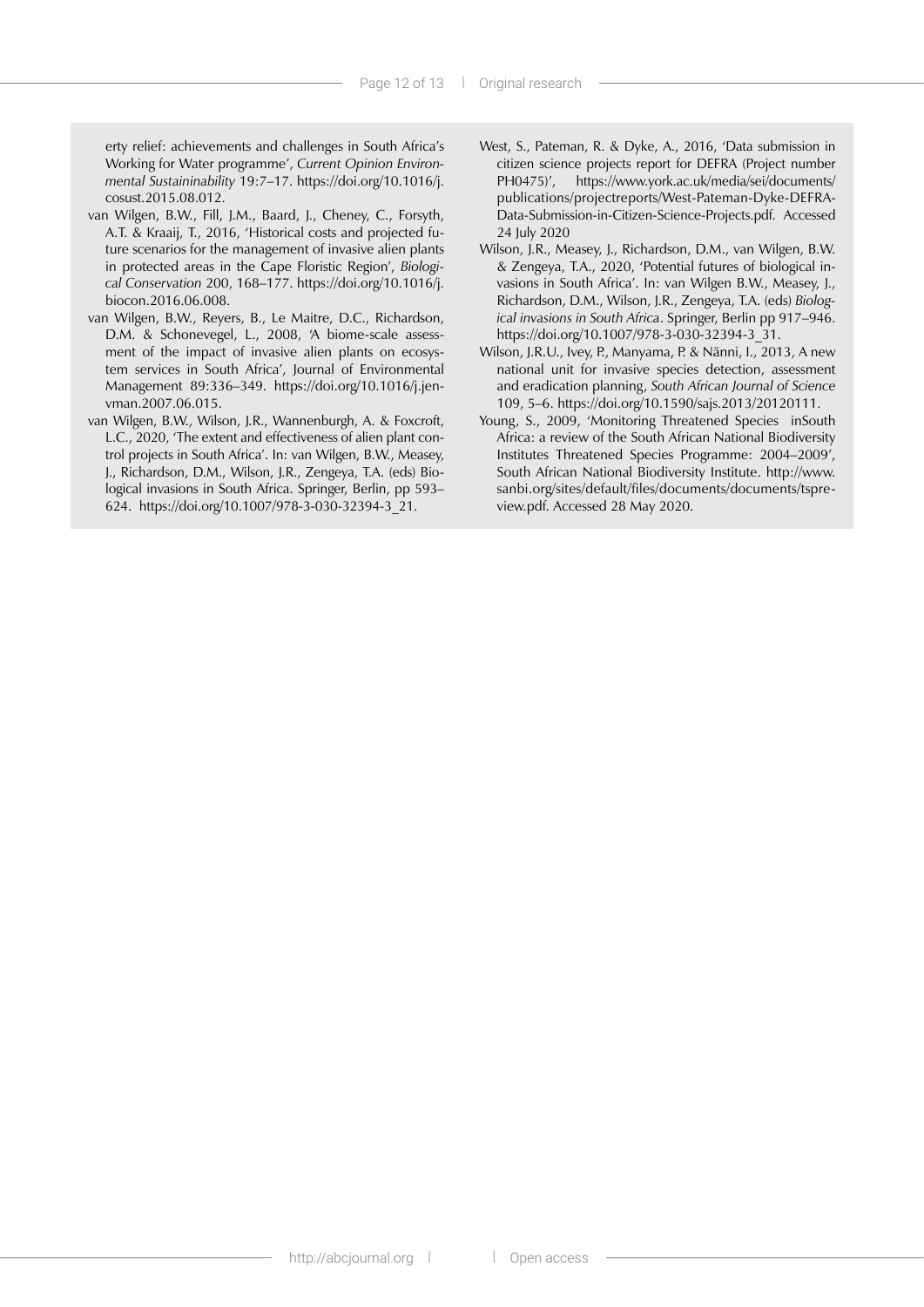erty relief: achievements and challenges in South Africa's Working for Water programme', *Current Opinion Environmental Sustaininability* 19:7–17. https://doi.org/10.1016/j.cosust.2015.08.012.

van Wilgen, B.W., Fill, J.M., Baard, J., Cheney, C., Forsyth, A.T. & Kraaij, T., 2016, 'Historical costs and projected future scenarios for the management of invasive alien plants in protected areas in the Cape Floristic Region', *Biological Conservation* 200, 168–177. https://doi.org/10.1016/j.biocon.2016.06.008.

van Wilgen, B.W., Reyers, B., Le Maitre, D.C., Richardson, D.M. & Schonevegel, L., 2008, 'A biome-scale assessment of the impact of invasive alien plants on ecosystem services in South Africa', Journal of Environmental Management 89:336–349. https://doi.org/10.1016/j.jenvman.2007.06.015.

van Wilgen, B.W., Wilson, J.R., Wannenburgh, A. & Foxcroft, L.C., 2020, 'The extent and effectiveness of alien plant control projects in South Africa'. In: van Wilgen, B.W., Measey, J., Richardson, D.M., Wilson, J.R., Zengeya, T.A. (eds) Biological invasions in South Africa. Springer, Berlin, pp 593–624. https://doi.org/10.1007/978-3-030-32394-3_21.

West, S., Pateman, R. & Dyke, A., 2016, 'Data submission in citizen science projects report for DEFRA (Project number PH0475)', https://www.york.ac.uk/media/sei/documents/publications/projectreports/West-Pateman-Dyke-DEFRA-Data-Submission-in-Citizen-Science-Projects.pdf. Accessed 24 July 2020

Wilson, J.R., Measey, J., Richardson, D.M., van Wilgen, B.W. & Zengeya, T.A., 2020, 'Potential futures of biological invasions in South Africa'. In: van Wilgen B.W., Measey, J., Richardson, D.M., Wilson, J.R., Zengeya, T.A. (eds) *Biological invasions in South Africa*. Springer, Berlin pp 917–946. https://doi.org/10.1007/978-3-030-32394-3_31.

Wilson, J.R.U., Ivey, P., Manyama, P. & Nänni, I., 2013, A new national unit for invasive species detection, assessment and eradication planning, *South African Journal of Science* 109, 5–6. https://doi.org/10.1590/sajs.2013/20120111.

Young, S., 2009, 'Monitoring Threatened Species inSouth Africa: a review of the South African National Biodiversity Institutes Threatened Species Programme: 2004–2009', South African National Biodiversity Institute. http://www.sanbi.org/sites/default/files/documents/documents/tspreview.pdf. Accessed 28 May 2020.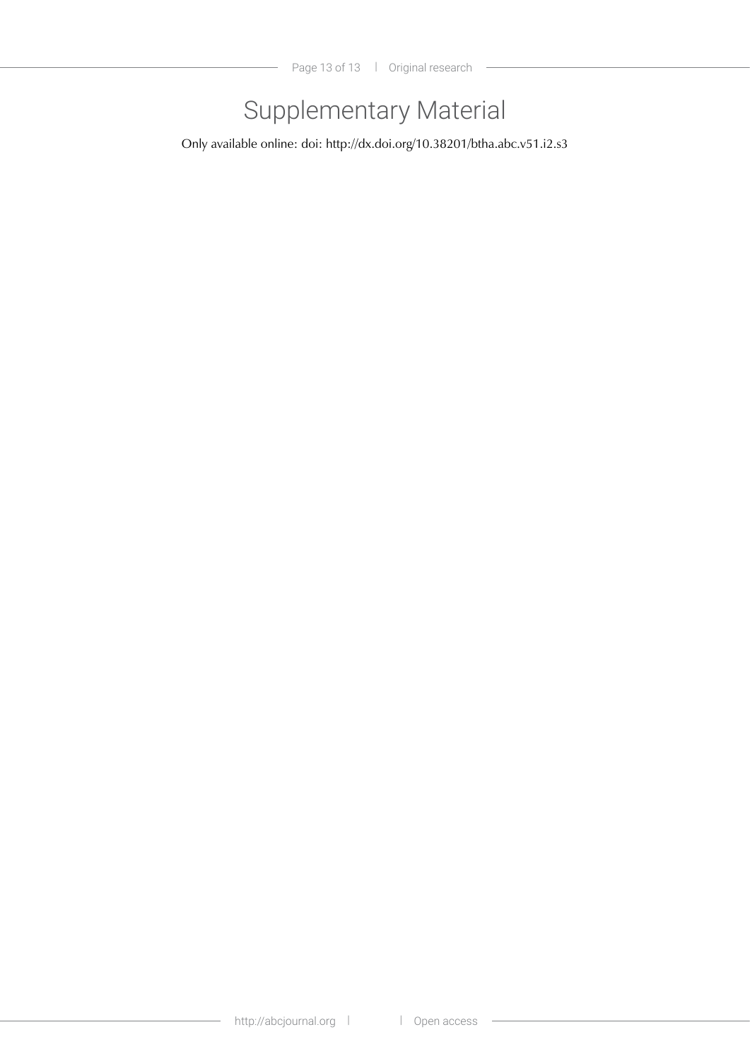# Supplementary Material

Only available online: doi: http://dx.doi.org/10.38201/btha.abc.v51.i2.s3